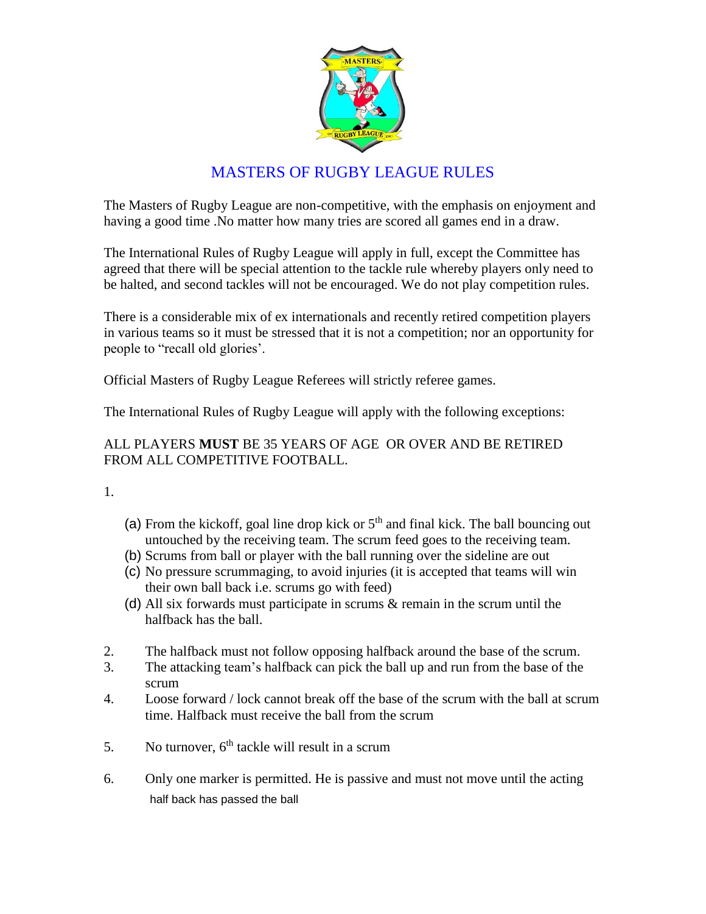# MASTERS OF RUGBY LEAGUE RULES

The Masters of Rugby League are non-competitive, with the emphasis on enjoyment and having a good time .No matter how many tries are scored all games end in a draw.

The International Rules of Rugby League will apply in full, except the Committee has agreed that there will be special attention to the tackle rule whereby players only need to be halted, and second tackles will not be encouraged. We do not play competition rules.

There is a considerable mix of ex internationals and recently retired competition players in various teams so it must be stressed that it is not a competition; nor an opportunity for people to "recall old glories'.

Official Masters of Rugby League Referees will strictly referee games.

The International Rules of Rugby League will apply with the following exceptions:

ALL PLAYERS **MUST** BE 35 YEARS OF AGE OR OVER AND BE RETIRED FROM ALL COMPETITIVE FOOTBALL.

1.
   - (a) From the kickoff, goal line drop kick or 5th and final kick. The ball bouncing out untouched by the receiving team. The scrum feed goes to the receiving team.
   - (b) Scrums from ball or player with the ball running over the sideline are out
   - (c) No pressure scrummaging, to avoid injuries (it is accepted that teams will win their own ball back i.e. scrums go with feed)
   - (d) All six forwards must participate in scrums & remain in the scrum until the halfback has the ball.

2. The halfback must not follow opposing halfback around the base of the scrum.
3. The attacking team's halfback can pick the ball up and run from the base of the scrum
4. Loose forward / lock cannot break off the base of the scrum with the ball at scrum time. Halfback must receive the ball from the scrum

5. No turnover, 6th tackle will result in a scrum

6. Only one marker is permitted. He is passive and must not move until the acting half back has passed the ball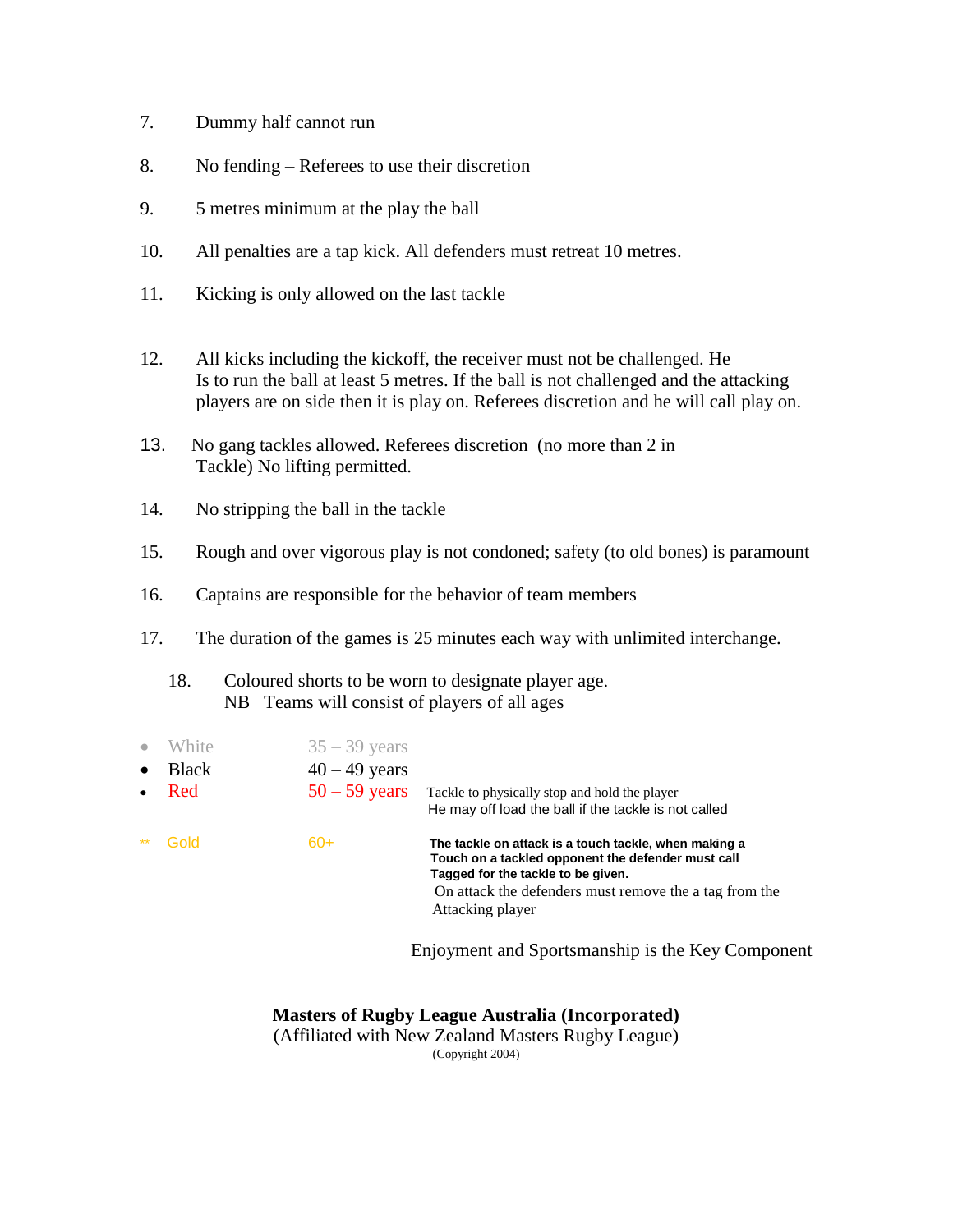7. Dummy half cannot run

8. No fending – Referees to use their discretion

9. 5 metres minimum at the play the ball

10. All penalties are a tap kick. All defenders must retreat 10 metres.

11. Kicking is only allowed on the last tackle

12. All kicks including the kickoff, the receiver must not be challenged. He Is to run the ball at least 5 metres. If the ball is not challenged and the attacking players are on side then it is play on. Referees discretion and he will call play on.

13. No gang tackles allowed. Referees discretion (no more than 2 in Tackle) No lifting permitted.

14. No stripping the ball in the tackle

15. Rough and over vigorous play is not condoned; safety (to old bones) is paramount

16. Captains are responsible for the behavior of team members

17. The duration of the games is 25 minutes each way with unlimited interchange.

18. Coloured shorts to be worn to designate player age.
    NB Teams will consist of players of all ages

- White — 35 – 39 years
- Black — 40 – 49 years
- Red — 50 – 59 years — Tackle to physically stop and hold the player. He may off load the ball if the tackle is not called

** Gold — 60+ — **The tackle on attack is a touch tackle, when making a Touch on a tackled opponent the defender must call Tagged for the tackle to be given.** On attack the defenders must remove the a tag from the Attacking player

Enjoyment and Sportsmanship is the Key Component

**Masters of Rugby League Australia (Incorporated)**
(Affiliated with New Zealand Masters Rugby League)
(Copyright 2004)